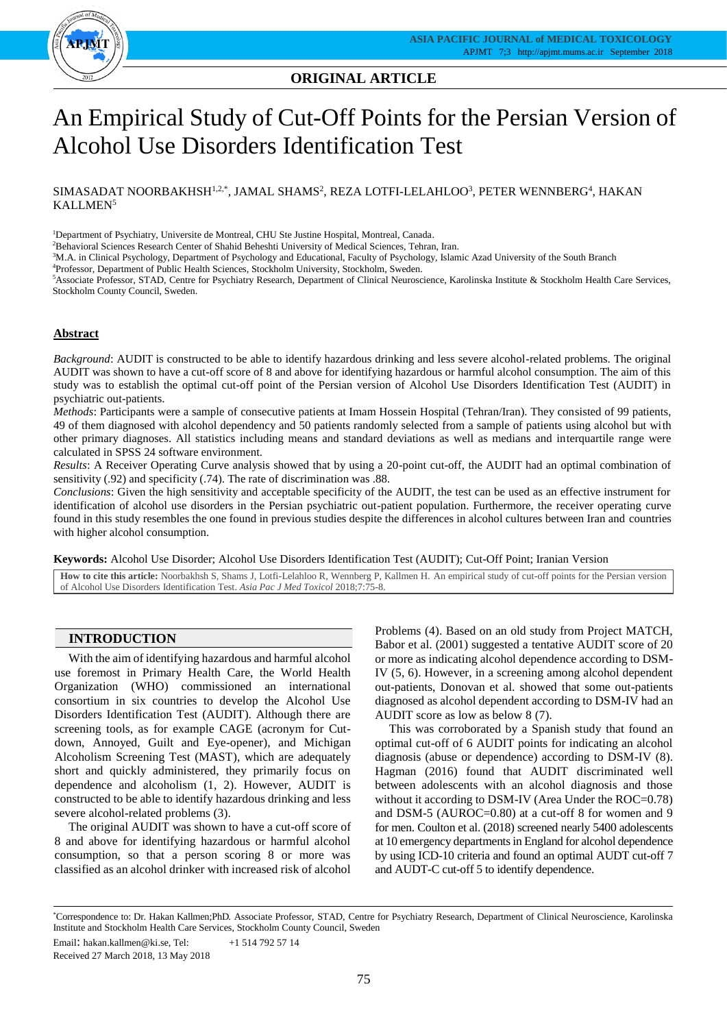**ORIGINAL ARTICLE**

# An Empirical Study of Cut-Off Points for the Persian Version of Alcohol Use Disorders Identification Test

SIMASADAT NOORBAKHSH[1,2,*], JAMAL SHAMS[2], REZA LOTFI-LELAHLOO[3], PETER WENNBERG[4], HAKAN KALLMEN[5]

[1]Department of Psychiatry, Universite de Montreal, CHU Ste Justine Hospital, Montreal, Canada.
[2]Behavioral Sciences Research Center of Shahid Beheshti University of Medical Sciences, Tehran, Iran.
[3]M.A. in Clinical Psychology, Department of Psychology and Educational, Faculty of Psychology, Islamic Azad University of the South Branch
[4]Professor, Department of Public Health Sciences, Stockholm University, Stockholm, Sweden.
[5]Associate Professor, STAD, Centre for Psychiatry Research, Department of Clinical Neuroscience, Karolinska Institute & Stockholm Health Care Services, Stockholm County Council, Sweden.

## Abstract

*Background*: AUDIT is constructed to be able to identify hazardous drinking and less severe alcohol-related problems. The original AUDIT was shown to have a cut-off score of 8 and above for identifying hazardous or harmful alcohol consumption. The aim of this study was to establish the optimal cut-off point of the Persian version of Alcohol Use Disorders Identification Test (AUDIT) in psychiatric out-patients.

*Methods*: Participants were a sample of consecutive patients at Imam Hossein Hospital (Tehran/Iran). They consisted of 99 patients, 49 of them diagnosed with alcohol dependency and 50 patients randomly selected from a sample of patients using alcohol but with other primary diagnoses. All statistics including means and standard deviations as well as medians and interquartile range were calculated in SPSS 24 software environment.

*Results*: A Receiver Operating Curve analysis showed that by using a 20-point cut-off, the AUDIT had an optimal combination of sensitivity (.92) and specificity (.74). The rate of discrimination was .88.

*Conclusions*: Given the high sensitivity and acceptable specificity of the AUDIT, the test can be used as an effective instrument for identification of alcohol use disorders in the Persian psychiatric out-patient population. Furthermore, the receiver operating curve found in this study resembles the one found in previous studies despite the differences in alcohol cultures between Iran and countries with higher alcohol consumption.

**Keywords:** Alcohol Use Disorder; Alcohol Use Disorders Identification Test (AUDIT); Cut-Off Point; Iranian Version

**How to cite this article:** Noorbakhsh S, Shams J, Lotfi-Lelahloo R, Wennberg P, Kallmen H. An empirical study of cut-off points for the Persian version of Alcohol Use Disorders Identification Test. *Asia Pac J Med Toxicol* 2018;7:75-8.

## INTRODUCTION

With the aim of identifying hazardous and harmful alcohol use foremost in Primary Health Care, the World Health Organization (WHO) commissioned an international consortium in six countries to develop the Alcohol Use Disorders Identification Test (AUDIT). Although there are screening tools, as for example CAGE (acronym for Cut-down, Annoyed, Guilt and Eye-opener), and Michigan Alcoholism Screening Test (MAST), which are adequately short and quickly administered, they primarily focus on dependence and alcoholism (1, 2). However, AUDIT is constructed to be able to identify hazardous drinking and less severe alcohol-related problems (3).

The original AUDIT was shown to have a cut-off score of 8 and above for identifying hazardous or harmful alcohol consumption, so that a person scoring 8 or more was classified as an alcohol drinker with increased risk of alcohol Problems (4). Based on an old study from Project MATCH, Babor et al. (2001) suggested a tentative AUDIT score of 20 or more as indicating alcohol dependence according to DSM-IV (5, 6). However, in a screening among alcohol dependent out-patients, Donovan et al. showed that some out-patients diagnosed as alcohol dependent according to DSM-IV had an AUDIT score as low as below 8 (7).

This was corroborated by a Spanish study that found an optimal cut-off of 6 AUDIT points for indicating an alcohol diagnosis (abuse or dependence) according to DSM-IV (8). Hagman (2016) found that AUDIT discriminated well between adolescents with an alcohol diagnosis and those without it according to DSM-IV (Area Under the ROC=0.78) and DSM-5 (AUROC=0.80) at a cut-off 8 for women and 9 for men. Coulton et al. (2018) screened nearly 5400 adolescents at 10 emergency departments in England for alcohol dependence by using ICD-10 criteria and found an optimal AUDT cut-off 7 and AUDT-C cut-off 5 to identify dependence.

*Correspondence to: Dr. Hakan Kallmen;PhD. Associate Professor, STAD, Centre for Psychiatry Research, Department of Clinical Neuroscience, Karolinska Institute and Stockholm Health Care Services, Stockholm County Council, Sweden

Email: hakan.kallmen@ki.se, Tel: +1 514 792 57 14

Received 27 March 2018, 13 May 2018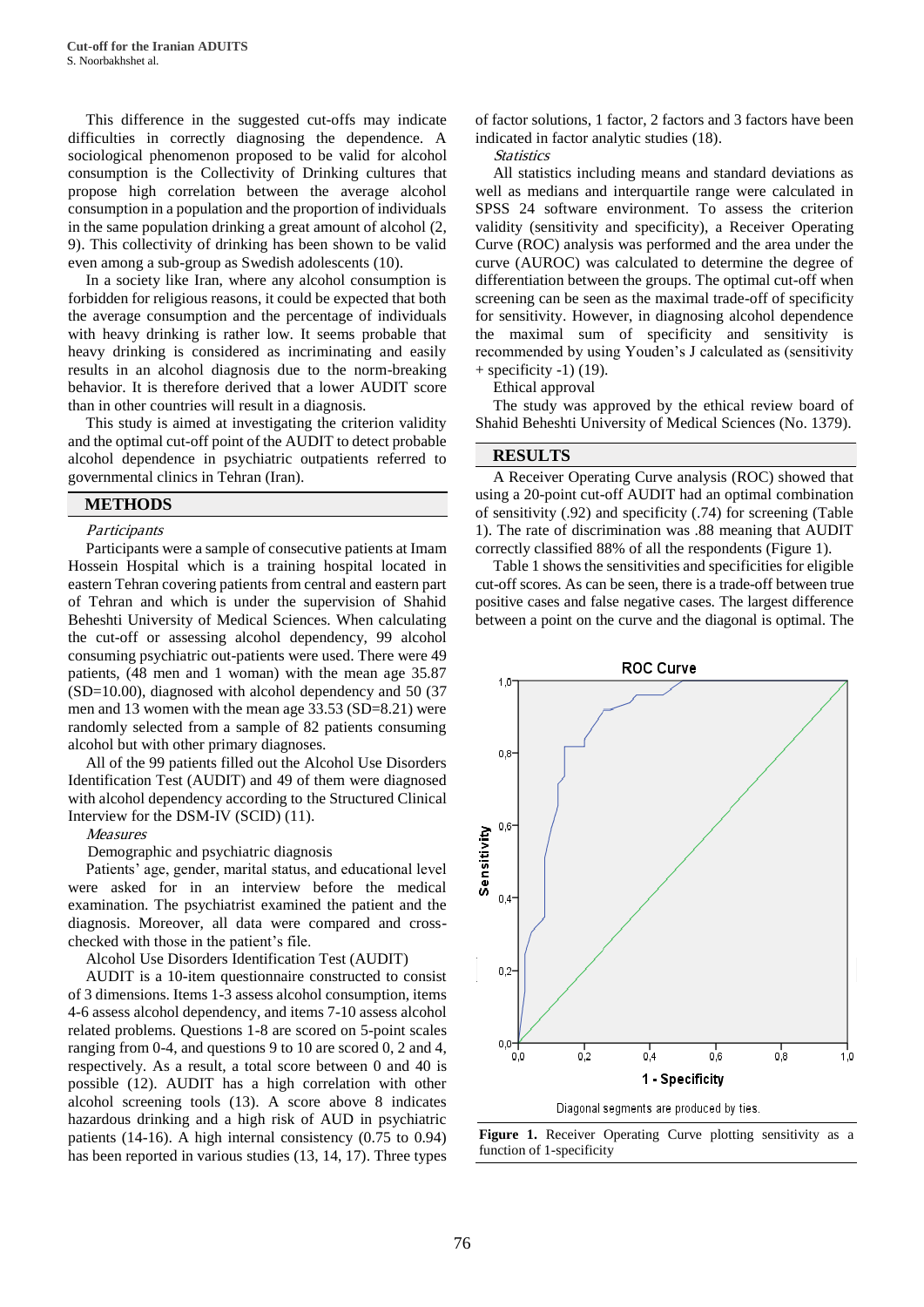This difference in the suggested cut-offs may indicate difficulties in correctly diagnosing the dependence. A sociological phenomenon proposed to be valid for alcohol consumption is the Collectivity of Drinking cultures that propose high correlation between the average alcohol consumption in a population and the proportion of individuals in the same population drinking a great amount of alcohol (2, 9). This collectivity of drinking has been shown to be valid even among a sub-group as Swedish adolescents (10).

In a society like Iran, where any alcohol consumption is forbidden for religious reasons, it could be expected that both the average consumption and the percentage of individuals with heavy drinking is rather low. It seems probable that heavy drinking is considered as incriminating and easily results in an alcohol diagnosis due to the norm-breaking behavior. It is therefore derived that a lower AUDIT score than in other countries will result in a diagnosis.

This study is aimed at investigating the criterion validity and the optimal cut-off point of the AUDIT to detect probable alcohol dependence in psychiatric outpatients referred to governmental clinics in Tehran (Iran).

## METHODS

*Participants*

Participants were a sample of consecutive patients at Imam Hossein Hospital which is a training hospital located in eastern Tehran covering patients from central and eastern part of Tehran and which is under the supervision of Shahid Beheshti University of Medical Sciences. When calculating the cut-off or assessing alcohol dependency, 99 alcohol consuming psychiatric out-patients were used. There were 49 patients, (48 men and 1 woman) with the mean age 35.87 (SD=10.00), diagnosed with alcohol dependency and 50 (37 men and 13 women with the mean age 33.53 (SD=8.21) were randomly selected from a sample of 82 patients consuming alcohol but with other primary diagnoses.

All of the 99 patients filled out the Alcohol Use Disorders Identification Test (AUDIT) and 49 of them were diagnosed with alcohol dependency according to the Structured Clinical Interview for the DSM-IV (SCID) (11).

*Measures*

Demographic and psychiatric diagnosis

Patients' age, gender, marital status, and educational level were asked for in an interview before the medical examination. The psychiatrist examined the patient and the diagnosis. Moreover, all data were compared and cross-checked with those in the patient's file.

Alcohol Use Disorders Identification Test (AUDIT)

AUDIT is a 10-item questionnaire constructed to consist of 3 dimensions. Items 1-3 assess alcohol consumption, items 4-6 assess alcohol dependency, and items 7-10 assess alcohol related problems. Questions 1-8 are scored on 5-point scales ranging from 0-4, and questions 9 to 10 are scored 0, 2 and 4, respectively. As a result, a total score between 0 and 40 is possible (12). AUDIT has a high correlation with other alcohol screening tools (13). A score above 8 indicates hazardous drinking and a high risk of AUD in psychiatric patients (14-16). A high internal consistency (0.75 to 0.94) has been reported in various studies (13, 14, 17). Three types of factor solutions, 1 factor, 2 factors and 3 factors have been indicated in factor analytic studies (18).

*Statistics*

All statistics including means and standard deviations as well as medians and interquartile range were calculated in SPSS 24 software environment. To assess the criterion validity (sensitivity and specificity), a Receiver Operating Curve (ROC) analysis was performed and the area under the curve (AUROC) was calculated to determine the degree of differentiation between the groups. The optimal cut-off when screening can be seen as the maximal trade-off of specificity for sensitivity. However, in diagnosing alcohol dependence the maximal sum of specificity and sensitivity is recommended by using Youden's J calculated as (sensitivity + specificity -1) (19).

Ethical approval

The study was approved by the ethical review board of Shahid Beheshti University of Medical Sciences (No. 1379).

## RESULTS

A Receiver Operating Curve analysis (ROC) showed that using a 20-point cut-off AUDIT had an optimal combination of sensitivity (.92) and specificity (.74) for screening (Table 1). The rate of discrimination was .88 meaning that AUDIT correctly classified 88% of all the respondents (Figure 1).

Table 1 shows the sensitivities and specificities for eligible cut-off scores. As can be seen, there is a trade-off between true positive cases and false negative cases. The largest difference between a point on the curve and the diagonal is optimal. The

**Figure 1.** Receiver Operating Curve plotting sensitivity as a function of 1-specificity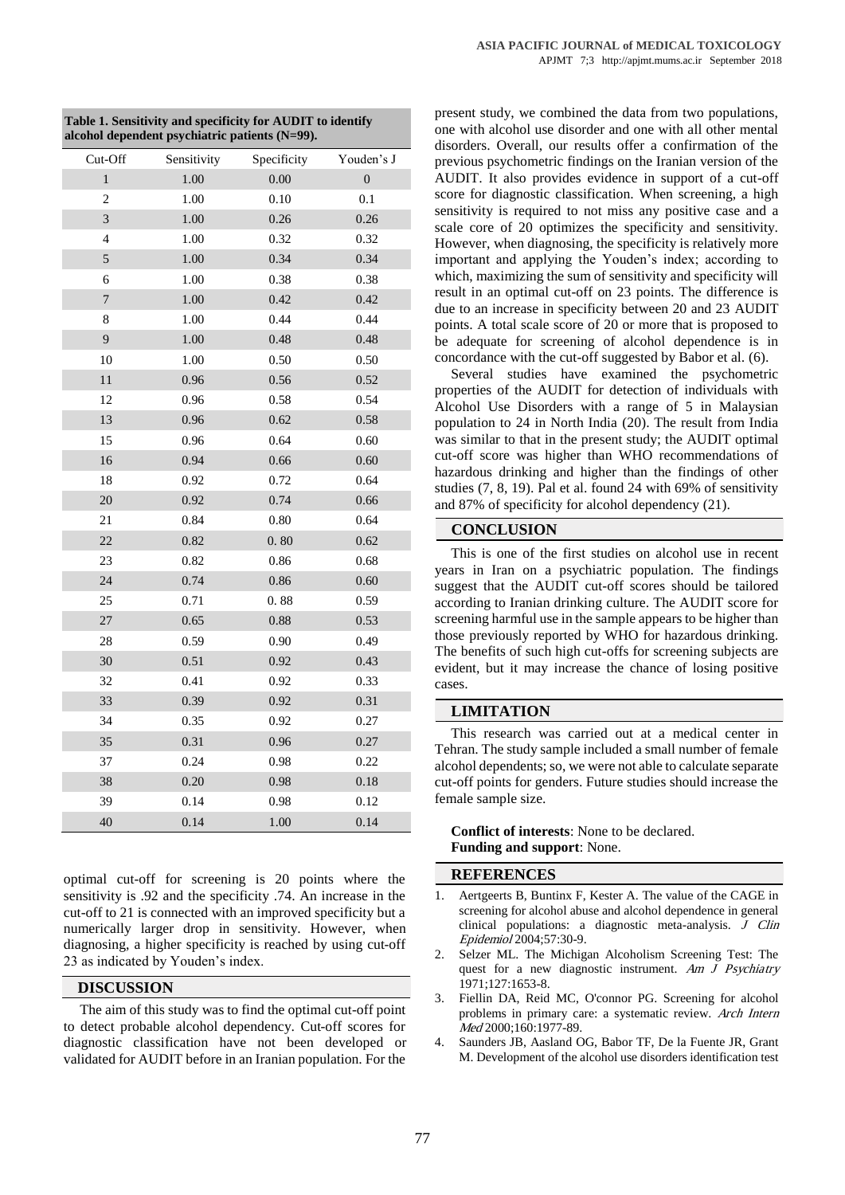**Table 1. Sensitivity and specificity for AUDIT to identify alcohol dependent psychiatric patients (N=99).**

| Cut-Off | Sensitivity | Specificity | Youden's J |
|---|---|---|---|
| 1 | 1.00 | 0.00 | 0 |
| 2 | 1.00 | 0.10 | 0.1 |
| 3 | 1.00 | 0.26 | 0.26 |
| 4 | 1.00 | 0.32 | 0.32 |
| 5 | 1.00 | 0.34 | 0.34 |
| 6 | 1.00 | 0.38 | 0.38 |
| 7 | 1.00 | 0.42 | 0.42 |
| 8 | 1.00 | 0.44 | 0.44 |
| 9 | 1.00 | 0.48 | 0.48 |
| 10 | 1.00 | 0.50 | 0.50 |
| 11 | 0.96 | 0.56 | 0.52 |
| 12 | 0.96 | 0.58 | 0.54 |
| 13 | 0.96 | 0.62 | 0.58 |
| 15 | 0.96 | 0.64 | 0.60 |
| 16 | 0.94 | 0.66 | 0.60 |
| 18 | 0.92 | 0.72 | 0.64 |
| 20 | 0.92 | 0.74 | 0.66 |
| 21 | 0.84 | 0.80 | 0.64 |
| 22 | 0.82 | 0. 80 | 0.62 |
| 23 | 0.82 | 0.86 | 0.68 |
| 24 | 0.74 | 0.86 | 0.60 |
| 25 | 0.71 | 0. 88 | 0.59 |
| 27 | 0.65 | 0.88 | 0.53 |
| 28 | 0.59 | 0.90 | 0.49 |
| 30 | 0.51 | 0.92 | 0.43 |
| 32 | 0.41 | 0.92 | 0.33 |
| 33 | 0.39 | 0.92 | 0.31 |
| 34 | 0.35 | 0.92 | 0.27 |
| 35 | 0.31 | 0.96 | 0.27 |
| 37 | 0.24 | 0.98 | 0.22 |
| 38 | 0.20 | 0.98 | 0.18 |
| 39 | 0.14 | 0.98 | 0.12 |
| 40 | 0.14 | 1.00 | 0.14 |

optimal cut-off for screening is 20 points where the sensitivity is .92 and the specificity .74. An increase in the cut-off to 21 is connected with an improved specificity but a numerically larger drop in sensitivity. However, when diagnosing, a higher specificity is reached by using cut-off 23 as indicated by Youden's index.

## DISCUSSION

The aim of this study was to find the optimal cut-off point to detect probable alcohol dependency. Cut-off scores for diagnostic classification have not been developed or validated for AUDIT before in an Iranian population. For the present study, we combined the data from two populations, one with alcohol use disorder and one with all other mental disorders. Overall, our results offer a confirmation of the previous psychometric findings on the Iranian version of the AUDIT. It also provides evidence in support of a cut-off score for diagnostic classification. When screening, a high sensitivity is required to not miss any positive case and a scale core of 20 optimizes the specificity and sensitivity. However, when diagnosing, the specificity is relatively more important and applying the Youden's index; according to which, maximizing the sum of sensitivity and specificity will result in an optimal cut-off on 23 points. The difference is due to an increase in specificity between 20 and 23 AUDIT points. A total scale score of 20 or more that is proposed to be adequate for screening of alcohol dependence is in concordance with the cut-off suggested by Babor et al. (6).

Several studies have examined the psychometric properties of the AUDIT for detection of individuals with Alcohol Use Disorders with a range of 5 in Malaysian population to 24 in North India (20). The result from India was similar to that in the present study; the AUDIT optimal cut-off score was higher than WHO recommendations of hazardous drinking and higher than the findings of other studies (7, 8, 19). Pal et al. found 24 with 69% of sensitivity and 87% of specificity for alcohol dependency (21).

## CONCLUSION

This is one of the first studies on alcohol use in recent years in Iran on a psychiatric population. The findings suggest that the AUDIT cut-off scores should be tailored according to Iranian drinking culture. The AUDIT score for screening harmful use in the sample appears to be higher than those previously reported by WHO for hazardous drinking. The benefits of such high cut-offs for screening subjects are evident, but it may increase the chance of losing positive cases.

## LIMITATION

This research was carried out at a medical center in Tehran. The study sample included a small number of female alcohol dependents; so, we were not able to calculate separate cut-off points for genders. Future studies should increase the female sample size.

**Conflict of interests**: None to be declared.
**Funding and support**: None.

## REFERENCES

1. Aertgeerts B, Buntinx F, Kester A. The value of the CAGE in screening for alcohol abuse and alcohol dependence in general clinical populations: a diagnostic meta-analysis. *J Clin Epidemiol* 2004;57:30-9.
2. Selzer ML. The Michigan Alcoholism Screening Test: The quest for a new diagnostic instrument. *Am J Psychiatry* 1971;127:1653-8.
3. Fiellin DA, Reid MC, O'connor PG. Screening for alcohol problems in primary care: a systematic review. *Arch Intern Med* 2000;160:1977-89.
4. Saunders JB, Aasland OG, Babor TF, De la Fuente JR, Grant M. Development of the alcohol use disorders identification test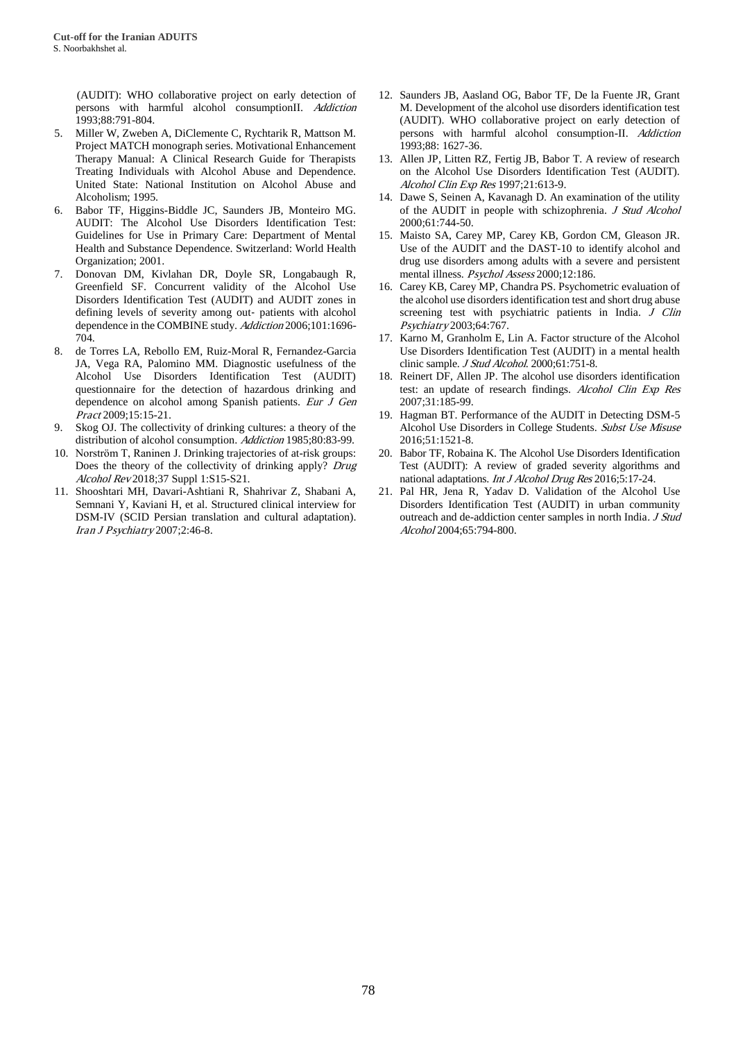(AUDIT): WHO collaborative project on early detection of persons with harmful alcohol consumptionII. *Addiction* 1993;88:791-804.

5. Miller W, Zweben A, DiClemente C, Rychtarik R, Mattson M. Project MATCH monograph series. Motivational Enhancement Therapy Manual: A Clinical Research Guide for Therapists Treating Individuals with Alcohol Abuse and Dependence. United State: National Institution on Alcohol Abuse and Alcoholism; 1995.
6. Babor TF, Higgins-Biddle JC, Saunders JB, Monteiro MG. AUDIT: The Alcohol Use Disorders Identification Test: Guidelines for Use in Primary Care: Department of Mental Health and Substance Dependence. Switzerland: World Health Organization; 2001.
7. Donovan DM, Kivlahan DR, Doyle SR, Longabaugh R, Greenfield SF. Concurrent validity of the Alcohol Use Disorders Identification Test (AUDIT) and AUDIT zones in defining levels of severity among out- patients with alcohol dependence in the COMBINE study. *Addiction* 2006;101:1696-704.
8. de Torres LA, Rebollo EM, Ruiz-Moral R, Fernandez-Garcia JA, Vega RA, Palomino MM. Diagnostic usefulness of the Alcohol Use Disorders Identification Test (AUDIT) questionnaire for the detection of hazardous drinking and dependence on alcohol among Spanish patients. *Eur J Gen Pract* 2009;15:15-21.
9. Skog OJ. The collectivity of drinking cultures: a theory of the distribution of alcohol consumption. *Addiction* 1985;80:83-99.
10. Norström T, Raninen J. Drinking trajectories of at-risk groups: Does the theory of the collectivity of drinking apply? *Drug Alcohol Rev* 2018;37 Suppl 1:S15-S21.
11. Shooshtari MH, Davari-Ashtiani R, Shahrivar Z, Shabani A, Semnani Y, Kaviani H, et al. Structured clinical interview for DSM-IV (SCID Persian translation and cultural adaptation). *Iran J Psychiatry* 2007;2:46-8.
12. Saunders JB, Aasland OG, Babor TF, De la Fuente JR, Grant M. Development of the alcohol use disorders identification test (AUDIT). WHO collaborative project on early detection of persons with harmful alcohol consumption-II. *Addiction* 1993;88: 1627-36.
13. Allen JP, Litten RZ, Fertig JB, Babor T. A review of research on the Alcohol Use Disorders Identification Test (AUDIT). *Alcohol Clin Exp Res* 1997;21:613-9.
14. Dawe S, Seinen A, Kavanagh D. An examination of the utility of the AUDIT in people with schizophrenia. *J Stud Alcohol* 2000;61:744-50.
15. Maisto SA, Carey MP, Carey KB, Gordon CM, Gleason JR. Use of the AUDIT and the DAST-10 to identify alcohol and drug use disorders among adults with a severe and persistent mental illness. *Psychol Assess* 2000;12:186.
16. Carey KB, Carey MP, Chandra PS. Psychometric evaluation of the alcohol use disorders identification test and short drug abuse screening test with psychiatric patients in India. *J Clin Psychiatry* 2003;64:767.
17. Karno M, Granholm E, Lin A. Factor structure of the Alcohol Use Disorders Identification Test (AUDIT) in a mental health clinic sample. *J Stud Alcohol*. 2000;61:751-8.
18. Reinert DF, Allen JP. The alcohol use disorders identification test: an update of research findings. *Alcohol Clin Exp Res* 2007;31:185-99.
19. Hagman BT. Performance of the AUDIT in Detecting DSM-5 Alcohol Use Disorders in College Students. *Subst Use Misuse* 2016;51:1521-8.
20. Babor TF, Robaina K. The Alcohol Use Disorders Identification Test (AUDIT): A review of graded severity algorithms and national adaptations. *Int J Alcohol Drug Res* 2016;5:17-24.
21. Pal HR, Jena R, Yadav D. Validation of the Alcohol Use Disorders Identification Test (AUDIT) in urban community outreach and de-addiction center samples in north India. *J Stud Alcohol* 2004;65:794-800.